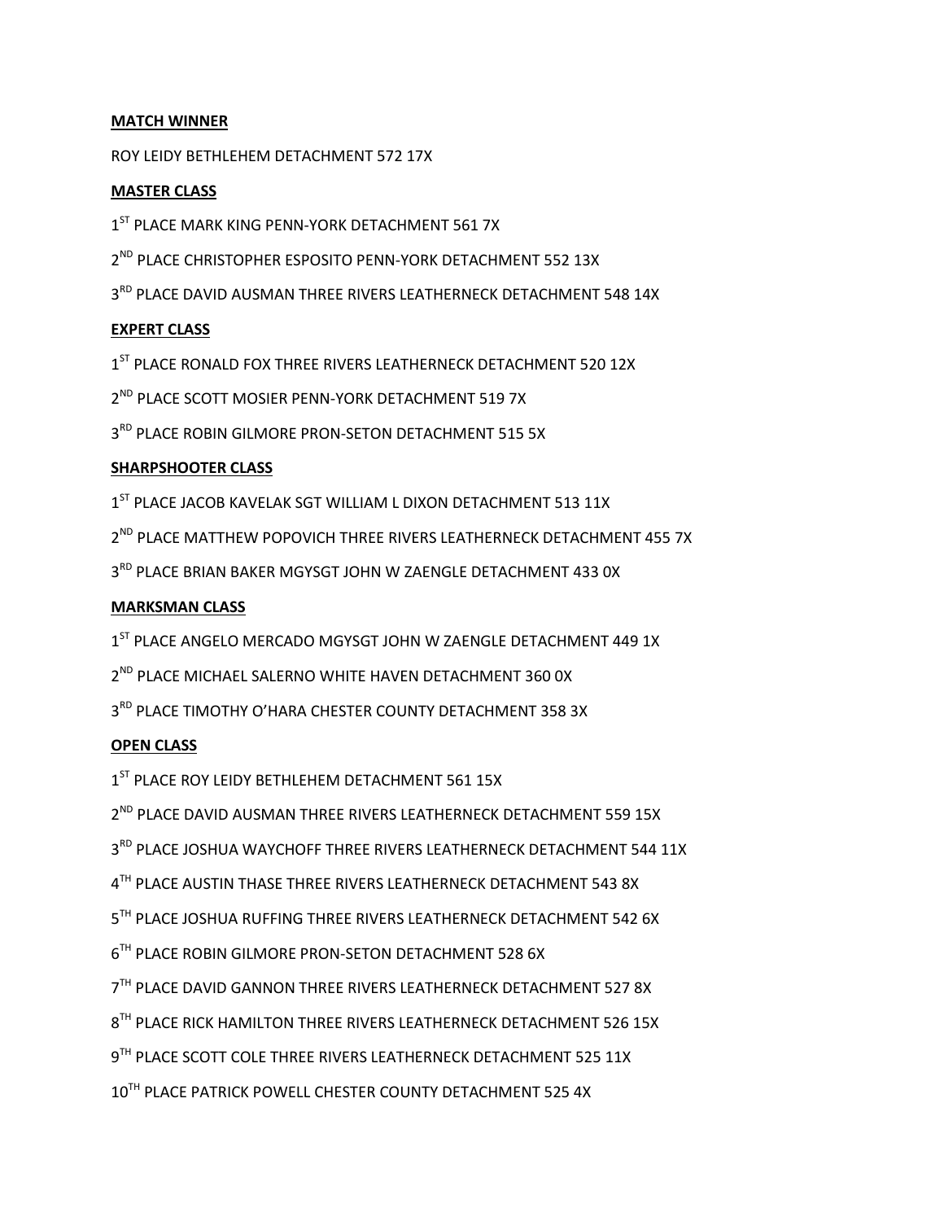**MATCH WINNER**

ROY LEIDY BETHLEHEM DETACHMENT 572 17X

**MASTER CLASS**

1ST PLACE MARK KING PENN-YORK DETACHMENT 561 7X

2ND PLACE CHRISTOPHER ESPOSITO PENN-YORK DETACHMENT 552 13X

3RD PLACE DAVID AUSMAN THREE RIVERS LEATHERNECK DETACHMENT 548 14X

**EXPERT CLASS**

1ST PLACE RONALD FOX THREE RIVERS LEATHERNECK DETACHMENT 520 12X

2ND PLACE SCOTT MOSIER PENN-YORK DETACHMENT 519 7X

3RD PLACE ROBIN GILMORE PRON-SETON DETACHMENT 515 5X

**SHARPSHOOTER CLASS**

1ST PLACE JACOB KAVELAK SGT WILLIAM L DIXON DETACHMENT 513 11X

2ND PLACE MATTHEW POPOVICH THREE RIVERS LEATHERNECK DETACHMENT 455 7X

3RD PLACE BRIAN BAKER MGYSGT JOHN W ZAENGLE DETACHMENT 433 0X

**MARKSMAN CLASS**

1ST PLACE ANGELO MERCADO MGYSGT JOHN W ZAENGLE DETACHMENT 449 1X

2ND PLACE MICHAEL SALERNO WHITE HAVEN DETACHMENT 360 0X

3RD PLACE TIMOTHY O'HARA CHESTER COUNTY DETACHMENT 358 3X

**OPEN CLASS**

1ST PLACE ROY LEIDY BETHLEHEM DETACHMENT 561 15X

2ND PLACE DAVID AUSMAN THREE RIVERS LEATHERNECK DETACHMENT 559 15X

3RD PLACE JOSHUA WAYCHOFF THREE RIVERS LEATHERNECK DETACHMENT 544 11X

4TH PLACE AUSTIN THASE THREE RIVERS LEATHERNECK DETACHMENT 543 8X

5TH PLACE JOSHUA RUFFING THREE RIVERS LEATHERNECK DETACHMENT 542 6X

6TH PLACE ROBIN GILMORE PRON-SETON DETACHMENT 528 6X

7TH PLACE DAVID GANNON THREE RIVERS LEATHERNECK DETACHMENT 527 8X

8TH PLACE RICK HAMILTON THREE RIVERS LEATHERNECK DETACHMENT 526 15X

9TH PLACE SCOTT COLE THREE RIVERS LEATHERNECK DETACHMENT 525 11X

10TH PLACE PATRICK POWELL CHESTER COUNTY DETACHMENT 525 4X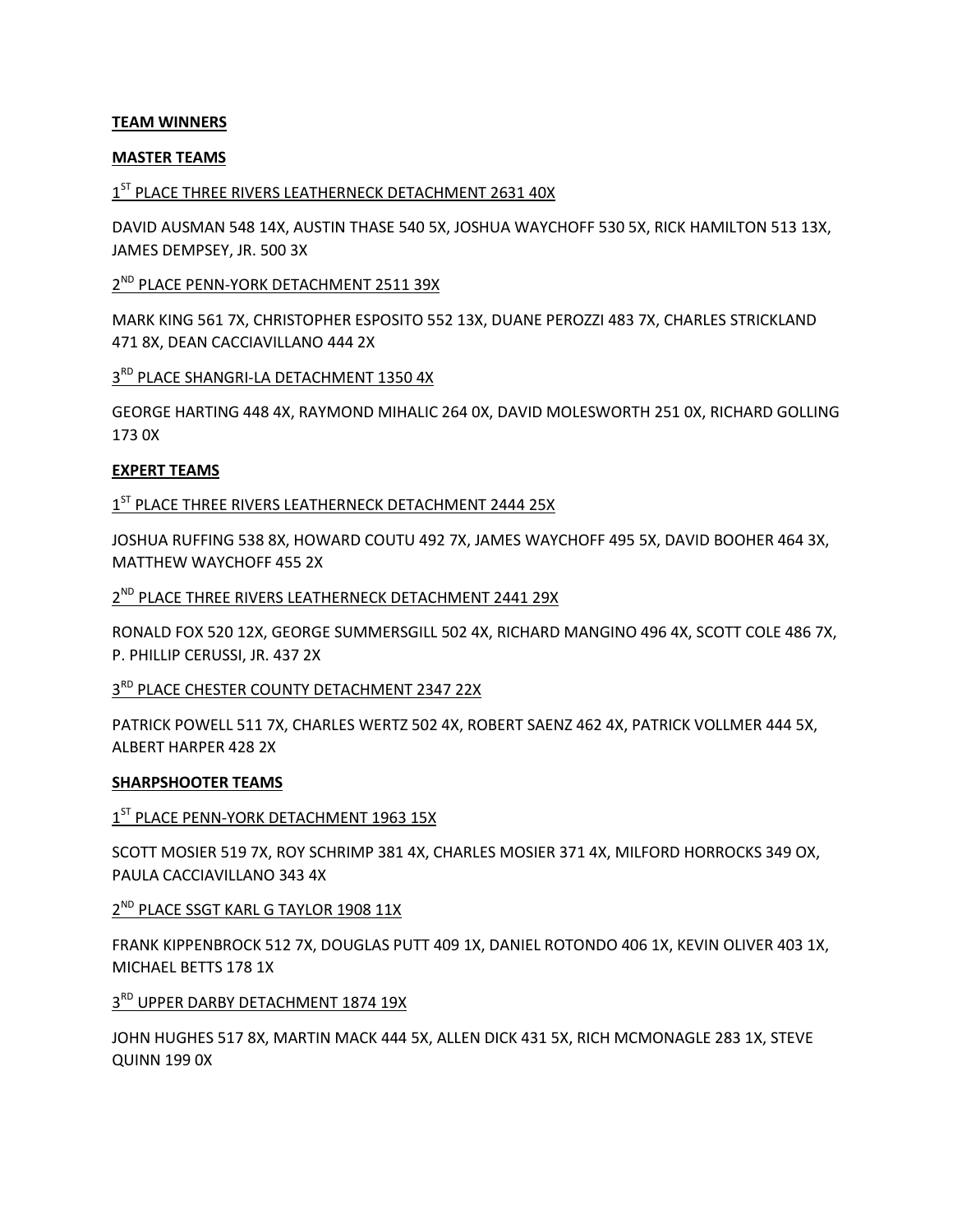**TEAM WINNERS**

**MASTER TEAMS**

1ST PLACE THREE RIVERS LEATHERNECK DETACHMENT 2631 40X

DAVID AUSMAN 548 14X, AUSTIN THASE 540 5X, JOSHUA WAYCHOFF 530 5X, RICK HAMILTON 513 13X, JAMES DEMPSEY, JR. 500 3X

2ND PLACE PENN-YORK DETACHMENT 2511 39X

MARK KING 561 7X, CHRISTOPHER ESPOSITO 552 13X, DUANE PEROZZI 483 7X, CHARLES STRICKLAND 471 8X, DEAN CACCIAVILLANO 444 2X

3RD PLACE SHANGRI-LA DETACHMENT 1350 4X

GEORGE HARTING 448 4X, RAYMOND MIHALIC 264 0X, DAVID MOLESWORTH 251 0X, RICHARD GOLLING 173 0X

**EXPERT TEAMS**

1ST PLACE THREE RIVERS LEATHERNECK DETACHMENT 2444 25X

JOSHUA RUFFING 538 8X, HOWARD COUTU 492 7X, JAMES WAYCHOFF 495 5X, DAVID BOOHER 464 3X, MATTHEW WAYCHOFF 455 2X

2ND PLACE THREE RIVERS LEATHERNECK DETACHMENT 2441 29X

RONALD FOX 520 12X, GEORGE SUMMERSGILL 502 4X, RICHARD MANGINO 496 4X, SCOTT COLE 486 7X, P. PHILLIP CERUSSI, JR. 437 2X

3RD PLACE CHESTER COUNTY DETACHMENT 2347 22X

PATRICK POWELL 511 7X, CHARLES WERTZ 502 4X, ROBERT SAENZ 462 4X, PATRICK VOLLMER 444 5X, ALBERT HARPER 428 2X

**SHARPSHOOTER TEAMS**

1ST PLACE PENN-YORK DETACHMENT 1963 15X

SCOTT MOSIER 519 7X, ROY SCHRIMP 381 4X, CHARLES MOSIER 371 4X, MILFORD HORROCKS 349 OX, PAULA CACCIAVILLANO 343 4X

2ND PLACE SSGT KARL G TAYLOR 1908 11X

FRANK KIPPENBROCK 512 7X, DOUGLAS PUTT 409 1X, DANIEL ROTONDO 406 1X, KEVIN OLIVER 403 1X, MICHAEL BETTS 178 1X

3RD UPPER DARBY DETACHMENT 1874 19X

JOHN HUGHES 517 8X, MARTIN MACK 444 5X, ALLEN DICK 431 5X, RICH MCMONAGLE 283 1X, STEVE QUINN 199 0X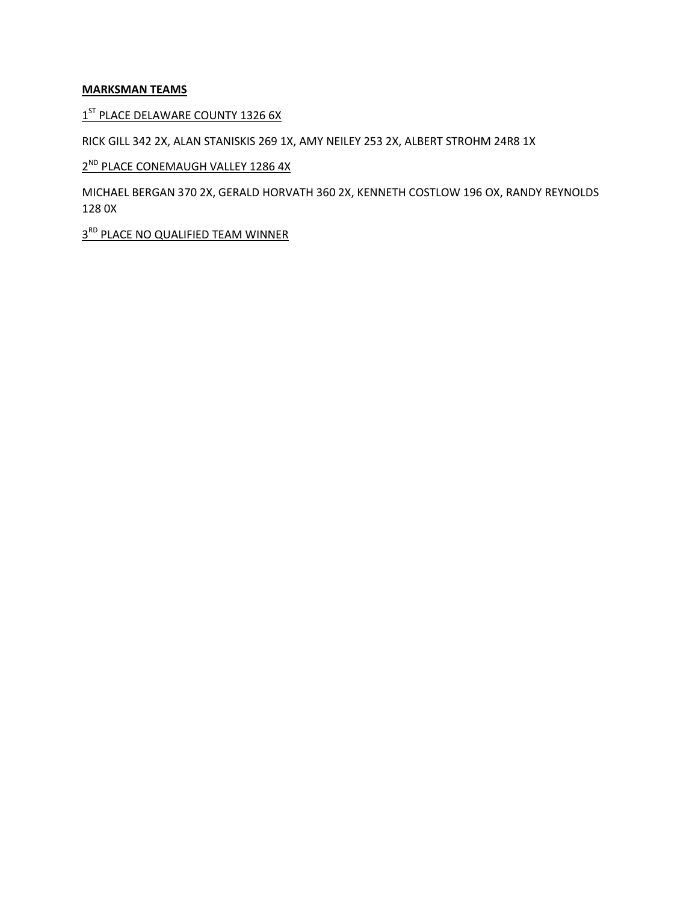**MARKSMAN TEAMS**

1ST PLACE DELAWARE COUNTY 1326 6X

RICK GILL 342 2X, ALAN STANISKIS 269 1X, AMY NEILEY 253 2X, ALBERT STROHM 24R8 1X

2ND PLACE CONEMAUGH VALLEY 1286 4X

MICHAEL BERGAN 370 2X, GERALD HORVATH 360 2X, KENNETH COSTLOW 196 OX, RANDY REYNOLDS 128 0X

3RD PLACE NO QUALIFIED TEAM WINNER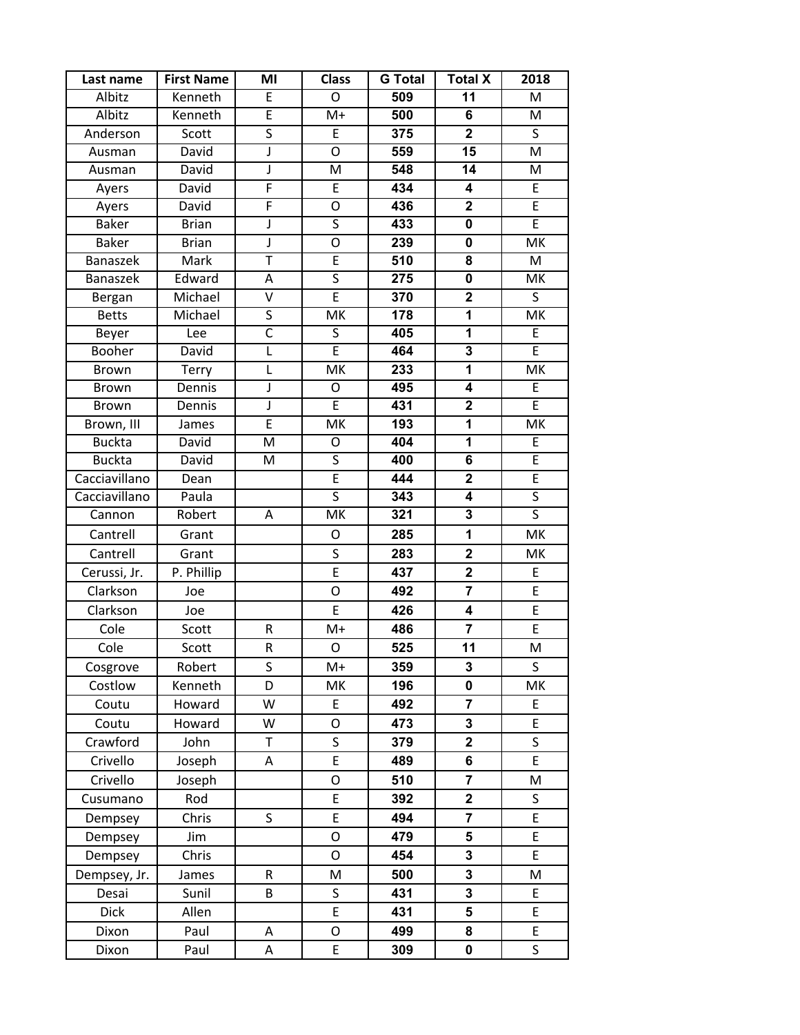| Last name | First Name | MI | Class | G Total | Total X | 2018 |
|---|---|---|---|---|---|---|
| Albitz | Kenneth | E | O | **509** | **11** | M |
| Albitz | Kenneth | E | M+ | **500** | **6** | M |
| Anderson | Scott | S | E | **375** | **2** | S |
| Ausman | David | J | O | **559** | **15** | M |
| Ausman | David | J | M | **548** | **14** | M |
| Ayers | David | F | E | **434** | **4** | E |
| Ayers | David | F | O | **436** | **2** | E |
| Baker | Brian | J | S | **433** | **0** | E |
| Baker | Brian | J | O | **239** | **0** | MK |
| Banaszek | Mark | T | E | **510** | **8** | M |
| Banaszek | Edward | A | S | **275** | **0** | MK |
| Bergan | Michael | V | E | **370** | **2** | S |
| Betts | Michael | S | MK | **178** | **1** | MK |
| Beyer | Lee | C | S | **405** | **1** | E |
| Booher | David | L | E | **464** | **3** | E |
| Brown | Terry | L | MK | **233** | **1** | MK |
| Brown | Dennis | J | O | **495** | **4** | E |
| Brown | Dennis | J | E | **431** | **2** | E |
| Brown, III | James | E | MK | **193** | **1** | MK |
| Buckta | David | M | O | **404** | **1** | E |
| Buckta | David | M | S | **400** | **6** | E |
| Cacciavillano | Dean | | E | **444** | **2** | E |
| Cacciavillano | Paula | | S | **343** | **4** | S |
| Cannon | Robert | A | MK | **321** | **3** | S |
| Cantrell | Grant | | O | **285** | **1** | MK |
| Cantrell | Grant | | S | **283** | **2** | MK |
| Cerussi, Jr. | P. Phillip | | E | **437** | **2** | E |
| Clarkson | Joe | | O | **492** | **7** | E |
| Clarkson | Joe | | E | **426** | **4** | E |
| Cole | Scott | R | M+ | **486** | **7** | E |
| Cole | Scott | R | O | **525** | **11** | M |
| Cosgrove | Robert | S | M+ | **359** | **3** | S |
| Costlow | Kenneth | D | MK | **196** | **0** | MK |
| Coutu | Howard | W | E | **492** | **7** | E |
| Coutu | Howard | W | O | **473** | **3** | E |
| Crawford | John | T | S | **379** | **2** | S |
| Crivello | Joseph | A | E | **489** | **6** | E |
| Crivello | Joseph | | O | **510** | **7** | M |
| Cusumano | Rod | | E | **392** | **2** | S |
| Dempsey | Chris | S | E | **494** | **7** | E |
| Dempsey | Jim | | O | **479** | **5** | E |
| Dempsey | Chris | | O | **454** | **3** | E |
| Dempsey, Jr. | James | R | M | **500** | **3** | M |
| Desai | Sunil | B | S | **431** | **3** | E |
| Dick | Allen | | E | **431** | **5** | E |
| Dixon | Paul | A | O | **499** | **8** | E |
| Dixon | Paul | A | E | **309** | **0** | S |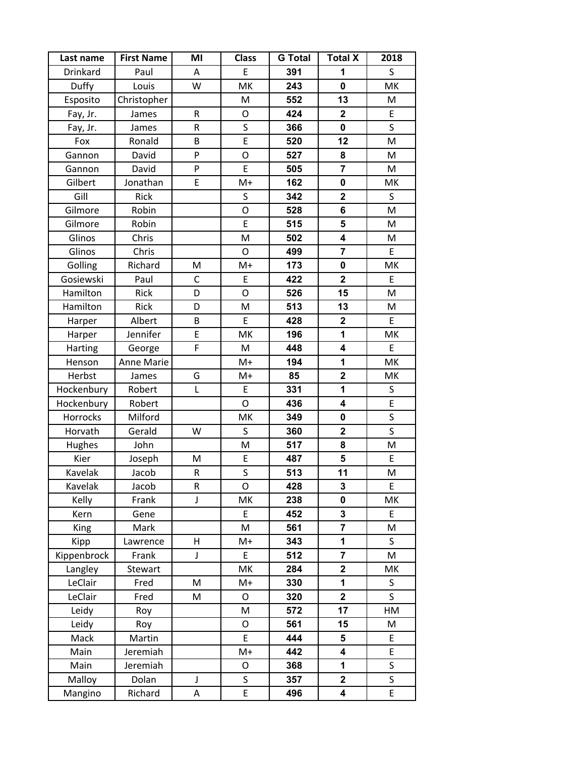| Last name | First Name | MI | Class | G Total | Total X | 2018 |
|---|---|---|---|---|---|---|
| Drinkard | Paul | A | E | **391** | **1** | S |
| Duffy | Louis | W | MK | **243** | **0** | MK |
| Esposito | Christopher | | M | **552** | **13** | M |
| Fay, Jr. | James | R | O | **424** | **2** | E |
| Fay, Jr. | James | R | S | **366** | **0** | S |
| Fox | Ronald | B | E | **520** | **12** | M |
| Gannon | David | P | O | **527** | **8** | M |
| Gannon | David | P | E | **505** | **7** | M |
| Gilbert | Jonathan | E | M+ | **162** | **0** | MK |
| Gill | Rick | | S | **342** | **2** | S |
| Gilmore | Robin | | O | **528** | **6** | M |
| Gilmore | Robin | | E | **515** | **5** | M |
| Glinos | Chris | | M | **502** | **4** | M |
| Glinos | Chris | | O | **499** | **7** | E |
| Golling | Richard | M | M+ | **173** | **0** | MK |
| Gosiewski | Paul | C | E | **422** | **2** | E |
| Hamilton | Rick | D | O | **526** | **15** | M |
| Hamilton | Rick | D | M | **513** | **13** | M |
| Harper | Albert | B | E | **428** | **2** | E |
| Harper | Jennifer | E | MK | **196** | **1** | MK |
| Harting | George | F | M | **448** | **4** | E |
| Henson | Anne Marie | | M+ | **194** | **1** | MK |
| Herbst | James | G | M+ | **85** | **2** | MK |
| Hockenbury | Robert | L | E | **331** | **1** | S |
| Hockenbury | Robert | | O | **436** | **4** | E |
| Horrocks | Milford | | MK | **349** | **0** | S |
| Horvath | Gerald | W | S | **360** | **2** | S |
| Hughes | John | | M | **517** | **8** | M |
| Kier | Joseph | M | E | **487** | **5** | E |
| Kavelak | Jacob | R | S | **513** | **11** | M |
| Kavelak | Jacob | R | O | **428** | **3** | E |
| Kelly | Frank | J | MK | **238** | **0** | MK |
| Kern | Gene | | E | **452** | **3** | E |
| King | Mark | | M | **561** | **7** | M |
| Kipp | Lawrence | H | M+ | **343** | **1** | S |
| Kippenbrock | Frank | J | E | **512** | **7** | M |
| Langley | Stewart | | MK | **284** | **2** | MK |
| LeClair | Fred | M | M+ | **330** | **1** | S |
| LeClair | Fred | M | O | **320** | **2** | S |
| Leidy | Roy | | M | **572** | **17** | HM |
| Leidy | Roy | | O | **561** | **15** | M |
| Mack | Martin | | E | **444** | **5** | E |
| Main | Jeremiah | | M+ | **442** | **4** | E |
| Main | Jeremiah | | O | **368** | **1** | S |
| Malloy | Dolan | J | S | **357** | **2** | S |
| Mangino | Richard | A | E | **496** | **4** | E |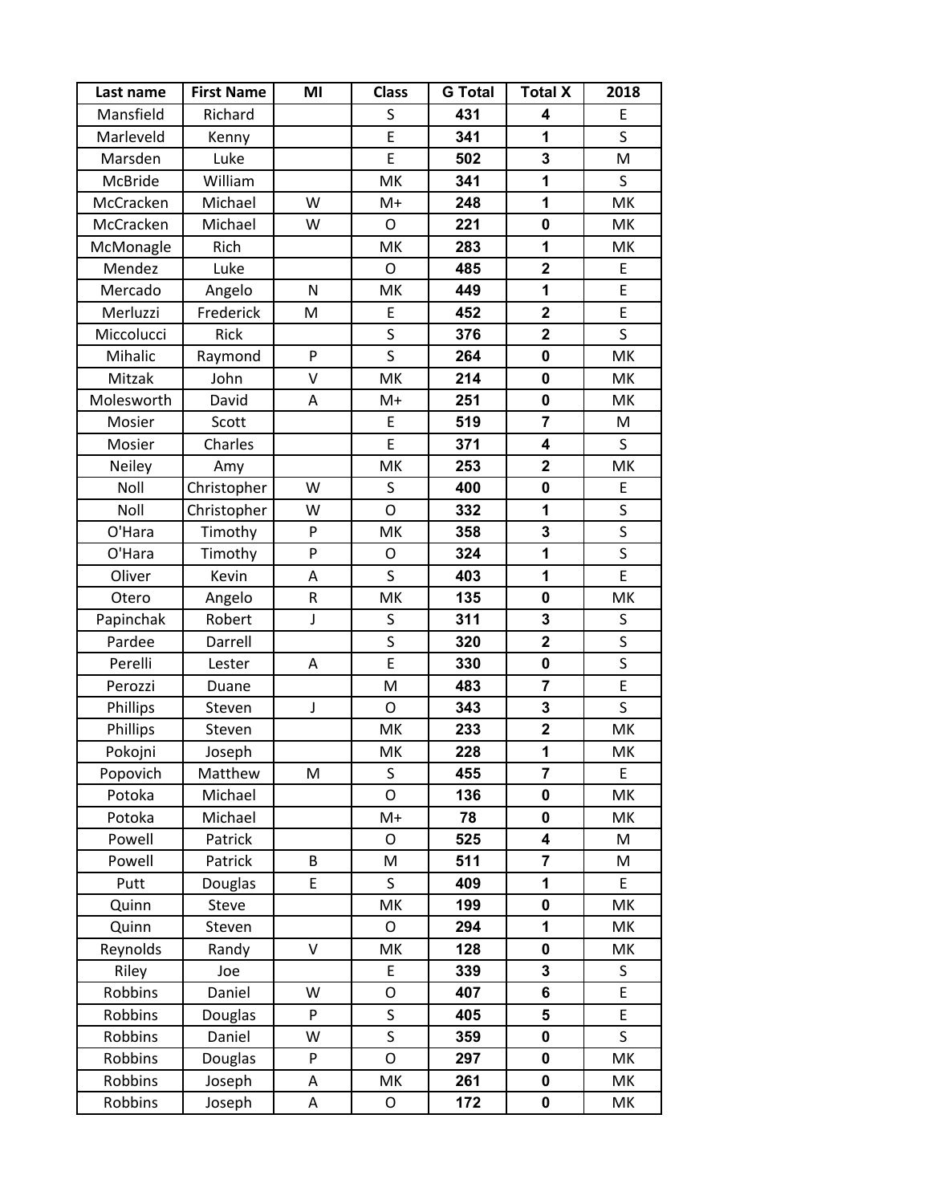| Last name | First Name | MI | Class | G Total | Total X | 2018 |
| --- | --- | --- | --- | --- | --- | --- |
| Mansfield | Richard | | S | **431** | **4** | E |
| Marleveld | Kenny | | E | **341** | **1** | S |
| Marsden | Luke | | E | **502** | **3** | M |
| McBride | William | | MK | **341** | **1** | S |
| McCracken | Michael | W | M+ | **248** | **1** | MK |
| McCracken | Michael | W | O | **221** | **0** | MK |
| McMonagle | Rich | | MK | **283** | **1** | MK |
| Mendez | Luke | | O | **485** | **2** | E |
| Mercado | Angelo | N | MK | **449** | **1** | E |
| Merluzzi | Frederick | M | E | **452** | **2** | E |
| Miccolucci | Rick | | S | **376** | **2** | S |
| Mihalic | Raymond | P | S | **264** | **0** | MK |
| Mitzak | John | V | MK | **214** | **0** | MK |
| Molesworth | David | A | M+ | **251** | **0** | MK |
| Mosier | Scott | | E | **519** | **7** | M |
| Mosier | Charles | | E | **371** | **4** | S |
| Neiley | Amy | | MK | **253** | **2** | MK |
| Noll | Christopher | W | S | **400** | **0** | E |
| Noll | Christopher | W | O | **332** | **1** | S |
| O'Hara | Timothy | P | MK | **358** | **3** | S |
| O'Hara | Timothy | P | O | **324** | **1** | S |
| Oliver | Kevin | A | S | **403** | **1** | E |
| Otero | Angelo | R | MK | **135** | **0** | MK |
| Papinchak | Robert | J | S | **311** | **3** | S |
| Pardee | Darrell | | S | **320** | **2** | S |
| Perelli | Lester | A | E | **330** | **0** | S |
| Perozzi | Duane | | M | **483** | **7** | E |
| Phillips | Steven | J | O | **343** | **3** | S |
| Phillips | Steven | | MK | **233** | **2** | MK |
| Pokojni | Joseph | | MK | **228** | **1** | MK |
| Popovich | Matthew | M | S | **455** | **7** | E |
| Potoka | Michael | | O | **136** | **0** | MK |
| Potoka | Michael | | M+ | **78** | **0** | MK |
| Powell | Patrick | | O | **525** | **4** | M |
| Powell | Patrick | B | M | **511** | **7** | M |
| Putt | Douglas | E | S | **409** | **1** | E |
| Quinn | Steve | | MK | **199** | **0** | MK |
| Quinn | Steven | | O | **294** | **1** | MK |
| Reynolds | Randy | V | MK | **128** | **0** | MK |
| Riley | Joe | | E | **339** | **3** | S |
| Robbins | Daniel | W | O | **407** | **6** | E |
| Robbins | Douglas | P | S | **405** | **5** | E |
| Robbins | Daniel | W | S | **359** | **0** | S |
| Robbins | Douglas | P | O | **297** | **0** | MK |
| Robbins | Joseph | A | MK | **261** | **0** | MK |
| Robbins | Joseph | A | O | **172** | **0** | MK |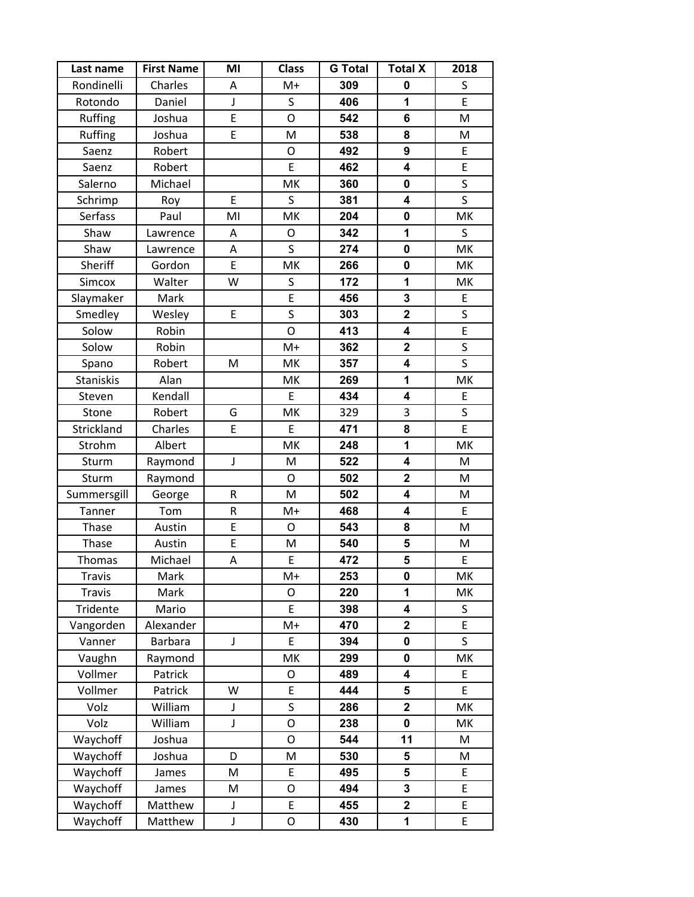| Last name | First Name | MI | Class | G Total | Total X | 2018 |
|---|---|---|---|---|---|---|
| Rondinelli | Charles | A | M+ | **309** | **0** | S |
| Rotondo | Daniel | J | S | **406** | **1** | E |
| Ruffing | Joshua | E | O | **542** | **6** | M |
| Ruffing | Joshua | E | M | **538** | **8** | M |
| Saenz | Robert | | O | **492** | **9** | E |
| Saenz | Robert | | E | **462** | **4** | E |
| Salerno | Michael | | MK | **360** | **0** | S |
| Schrimp | Roy | E | S | **381** | **4** | S |
| Serfass | Paul | MI | MK | **204** | **0** | MK |
| Shaw | Lawrence | A | O | **342** | **1** | S |
| Shaw | Lawrence | A | S | **274** | **0** | MK |
| Sheriff | Gordon | E | MK | **266** | **0** | MK |
| Simcox | Walter | W | S | **172** | **1** | MK |
| Slaymaker | Mark | | E | **456** | **3** | E |
| Smedley | Wesley | E | S | **303** | **2** | S |
| Solow | Robin | | O | **413** | **4** | E |
| Solow | Robin | | M+ | **362** | **2** | S |
| Spano | Robert | M | MK | **357** | **4** | S |
| Staniskis | Alan | | MK | **269** | **1** | MK |
| Steven | Kendall | | E | **434** | **4** | E |
| Stone | Robert | G | MK | 329 | 3 | S |
| Strickland | Charles | E | E | **471** | **8** | E |
| Strohm | Albert | | MK | **248** | **1** | MK |
| Sturm | Raymond | J | M | **522** | **4** | M |
| Sturm | Raymond | | O | **502** | **2** | M |
| Summersgill | George | R | M | **502** | **4** | M |
| Tanner | Tom | R | M+ | **468** | **4** | E |
| Thase | Austin | E | O | **543** | **8** | M |
| Thase | Austin | E | M | **540** | **5** | M |
| Thomas | Michael | A | E | **472** | **5** | E |
| Travis | Mark | | M+ | **253** | **0** | MK |
| Travis | Mark | | O | **220** | **1** | MK |
| Tridente | Mario | | E | **398** | **4** | S |
| Vangorden | Alexander | | M+ | **470** | **2** | E |
| Vanner | Barbara | J | E | **394** | **0** | S |
| Vaughn | Raymond | | MK | **299** | **0** | MK |
| Vollmer | Patrick | | O | **489** | **4** | E |
| Vollmer | Patrick | W | E | **444** | **5** | E |
| Volz | William | J | S | **286** | **2** | MK |
| Volz | William | J | O | **238** | **0** | MK |
| Waychoff | Joshua | | O | **544** | **11** | M |
| Waychoff | Joshua | D | M | **530** | **5** | M |
| Waychoff | James | M | E | **495** | **5** | E |
| Waychoff | James | M | O | **494** | **3** | E |
| Waychoff | Matthew | J | E | **455** | **2** | E |
| Waychoff | Matthew | J | O | **430** | **1** | E |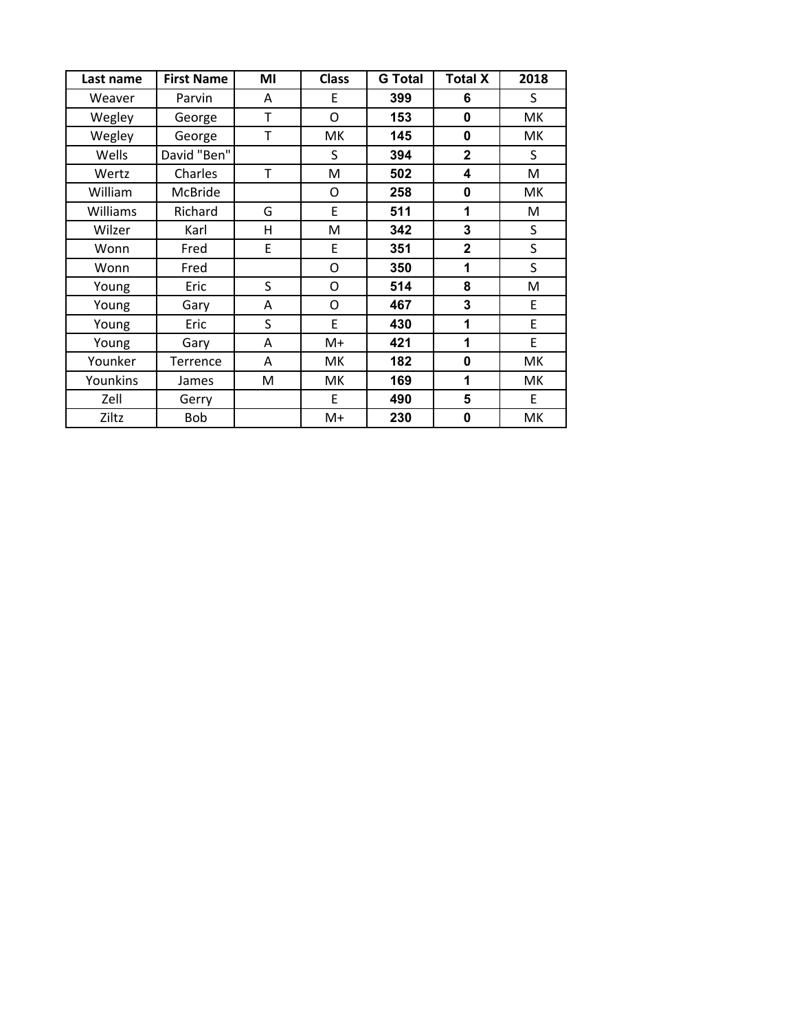| Last name | First Name | MI | Class | G Total | Total X | 2018 |
|---|---|---|---|---|---|---|
| Weaver | Parvin | A | E | **399** | **6** | S |
| Wegley | George | T | O | **153** | **0** | MK |
| Wegley | George | T | MK | **145** | **0** | MK |
| Wells | David "Ben" | | S | **394** | **2** | S |
| Wertz | Charles | T | M | **502** | **4** | M |
| William | McBride | | O | **258** | **0** | MK |
| Williams | Richard | G | E | **511** | **1** | M |
| Wilzer | Karl | H | M | **342** | **3** | S |
| Wonn | Fred | E | E | **351** | **2** | S |
| Wonn | Fred | | O | **350** | **1** | S |
| Young | Eric | S | O | **514** | **8** | M |
| Young | Gary | A | O | **467** | **3** | E |
| Young | Eric | S | E | **430** | **1** | E |
| Young | Gary | A | M+ | **421** | **1** | E |
| Younker | Terrence | A | MK | **182** | **0** | MK |
| Younkins | James | M | MK | **169** | **1** | MK |
| Zell | Gerry | | E | **490** | **5** | E |
| Ziltz | Bob | | M+ | **230** | **0** | MK |